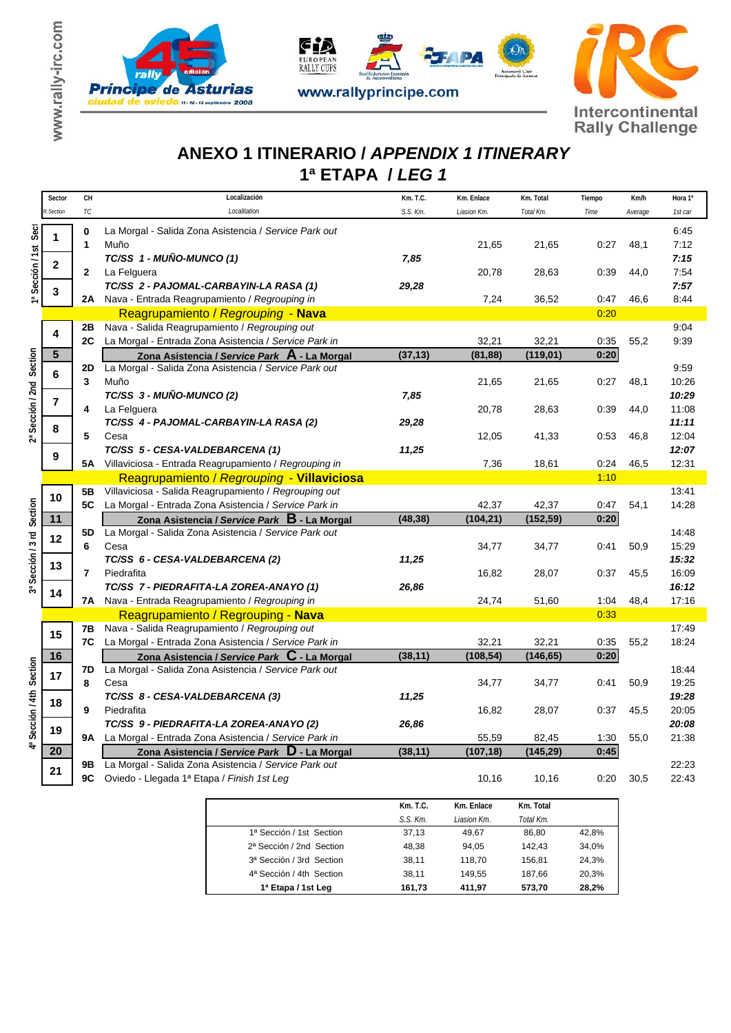www.rally-irc.com

45 edición rally Príncipe de Asturias ciudad de oviedo 11-12-13 septiembre 2008

FIA EUROPEAN RALLY CUPS — Real Federación Española de Automovilismo — FAPA — Automóvil Club Principado de Asturias

www.rallyprincipe.com

IRC Intercontinental Rally Challenge

# ANEXO 1 ITINERARIO / *APPENDIX 1 ITINERARY*

## 1ª ETAPA / *LEG 1*

| Sector *R.Section* | CH *TC* | Localización *Localitation* | Km. T.C. *S.S. Km.* | Km. Enlace *Liasion Km.* | Km. Total *Total Km.* | Tiempo *Time* | Km/h *Average* | Hora 1º *1st car* |
|---|---|---|---|---|---|---|---|---|
| **1ª Sección / 1st Section** | | | | | | | | |
| 1 | 0 | La Morgal - Salida Zona Asistencia / *Service Park out* | | | | | | 6:45 |
| | 1 | Muño | | 21,65 | 21,65 | 0:27 | 48,1 | 7:12 |
| 2 | | ***TC/SS 1 - MUÑO-MUNCO (1)*** | ***7,85*** | | | | | ***7:15*** |
| | 2 | La Felguera | | 20,78 | 28,63 | 0:39 | 44,0 | 7:54 |
| 3 | | ***TC/SS 2 - PAJOMAL-CARBAYIN-LA RASA (1)*** | ***29,28*** | | | | | ***7:57*** |
| | 2A | Nava - Entrada Reagrupamiento / *Regrouping in* | | 7,24 | 36,52 | 0:47 | 46,6 | 8:44 |
| | | Reagrupamiento / *Regrouping* - **Nava** | | | | 0:20 | | |
| **2ª Sección / 2nd Section** | | | | | | | | |
| 4 | 2B | Nava - Salida Reagrupamiento / *Regrouping out* | | | | | | 9:04 |
| | 2C | La Morgal - Entrada Zona Asistencia / *Service Park in* | | 32,21 | 32,21 | 0:35 | 55,2 | 9:39 |
| 5 | | **Zona Asistencia / *Service Park* A - La Morgal** | **(37,13)** | **(81,88)** | **(119,01)** | **0:20** | | |
| 6 | 2D | La Morgal - Salida Zona Asistencia / *Service Park out* | | | | | | 9:59 |
| | 3 | Muño | | 21,65 | 21,65 | 0:27 | 48,1 | 10:26 |
| 7 | | ***TC/SS 3 - MUÑO-MUNCO (2)*** | ***7,85*** | | | | | ***10:29*** |
| | 4 | La Felguera | | 20,78 | 28,63 | 0:39 | 44,0 | 11:08 |
| 8 | | ***TC/SS 4 - PAJOMAL-CARBAYIN-LA RASA (2)*** | ***29,28*** | | | | | ***11:11*** |
| | 5 | Cesa | | 12,05 | 41,33 | 0:53 | 46,8 | 12:04 |
| 9 | | ***TC/SS 5 - CESA-VALDEBARCENA (1)*** | ***11,25*** | | | | | ***12:07*** |
| | 5A | Villaviciosa - Entrada Reagrupamiento / *Regrouping in* | | 7,36 | 18,61 | 0:24 | 46,5 | 12:31 |
| | | Reagrupamiento / *Regrouping* - **Villaviciosa** | | | | 1:10 | | |
| **3ª Sección / 3 rd Section** | | | | | | | | |
| 10 | 5B | Villaviciosa - Salida Reagrupamiento / *Regrouping out* | | | | | | 13:41 |
| | 5C | La Morgal - Entrada Zona Asistencia / *Service Park in* | | 42,37 | 42,37 | 0:47 | 54,1 | 14:28 |
| 11 | | **Zona Asistencia / *Service Park* B - La Morgal** | **(48,38)** | **(104,21)** | **(152,59)** | **0:20** | | |
| 12 | 5D | La Morgal - Salida Zona Asistencia / *Service Park out* | | | | | | 14:48 |
| | 6 | Cesa | | 34,77 | 34,77 | 0:41 | 50,9 | 15:29 |
| 13 | | ***TC/SS 6 - CESA-VALDEBARCENA (2)*** | ***11,25*** | | | | | ***15:32*** |
| | 7 | Piedrafita | | 16,82 | 28,07 | 0:37 | 45,5 | 16:09 |
| 14 | | ***TC/SS 7 - PIEDRAFITA-LA ZOREA-ANAYO (1)*** | ***26,86*** | | | | | ***16:12*** |
| | 7A | Nava - Entrada Reagrupamiento / *Regrouping in* | | 24,74 | 51,60 | 1:04 | 48,4 | 17:16 |
| | | Reagrupamiento / *Regrouping* - **Nava** | | | | 0:33 | | |
| **4ª Sección / 4th Section** | | | | | | | | |
| 15 | 7B | Nava - Salida Reagrupamiento / *Regrouping out* | | | | | | 17:49 |
| | 7C | La Morgal - Entrada Zona Asistencia / *Service Park in* | | 32,21 | 32,21 | 0:35 | 55,2 | 18:24 |
| 16 | | **Zona Asistencia / *Service Park* C - La Morgal** | **(38,11)** | **(108,54)** | **(146,65)** | **0:20** | | |
| 17 | 7D | La Morgal - Salida Zona Asistencia / *Service Park out* | | | | | | 18:44 |
| | 8 | Cesa | | 34,77 | 34,77 | 0:41 | 50,9 | 19:25 |
| 18 | | ***TC/SS 8 - CESA-VALDEBARCENA (3)*** | ***11,25*** | | | | | ***19:28*** |
| | 9 | Piedrafita | | 16,82 | 28,07 | 0:37 | 45,5 | 20:05 |
| 19 | | ***TC/SS 9 - PIEDRAFITA-LA ZOREA-ANAYO (2)*** | ***26,86*** | | | | | ***20:08*** |
| | 9A | La Morgal - Entrada Zona Asistencia / *Service Park in* | | 55,59 | 82,45 | 1:30 | 55,0 | 21:38 |
| 20 | | **Zona Asistencia / *Service Park* D - La Morgal** | **(38,11)** | **(107,18)** | **(145,29)** | **0:45** | | |
| 21 | 9B | La Morgal - Salida Zona Asistencia / *Service Park out* | | | | | | 22:23 |
| | 9C | Oviedo - Llegada 1ª Etapa / *Finish 1st Leg* | | 10,16 | 10,16 | 0:20 | 30,5 | 22:43 |

| | Km. T.C. *S.S. Km.* | Km. Enlace *Liasion Km.* | Km. Total *Total Km.* | |
|---|---|---|---|---|
| 1ª Sección / 1st Section | 37,13 | 49,67 | 86,80 | 42,8% |
| 2ª Sección / 2nd Section | 48,38 | 94,05 | 142,43 | 34,0% |
| 3ª Sección / 3rd Section | 38,11 | 118,70 | 156,81 | 24,3% |
| 4ª Sección / 4th Section | 38,11 | 149,55 | 187,66 | 20,3% |
| **1ª Etapa / 1st Leg** | **161,73** | **411,97** | **573,70** | **28,2%** |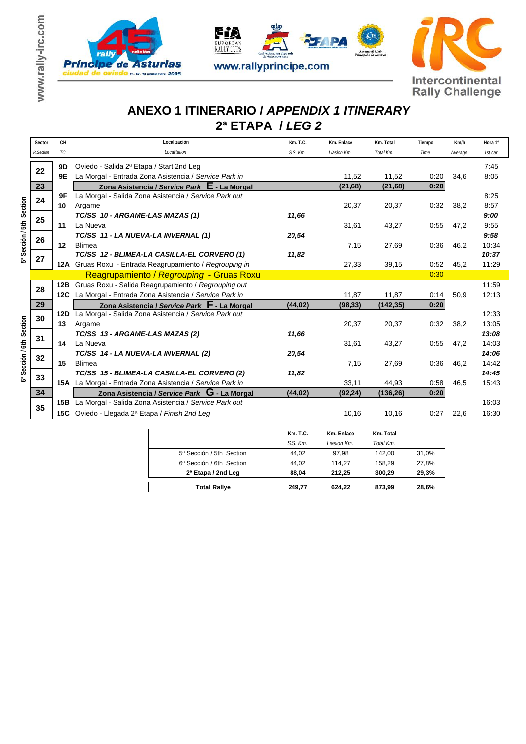www.rally-irc.com

45 edición rally Príncipe de Asturias ciudad de oviedo 11 - 12 - 13 septiembre 2008

FIA EUROPEAN RALLY CUPS · Real Federación Española de Automovilismo · FAPA · Automóvil Club Principado de Asturias

www.rallyprincipe.com

IRC Intercontinental Rally Challenge

# ANEXO 1 ITINERARIO / *APPENDIX 1 ITINERARY*

## 2ª ETAPA / *LEG 2*

| Sección / *Section* | Sector *R.Section* | CH *TC* | Localización *Localitation* | Km. T.C. *S.S. Km.* | Km. Enlace *Liasion Km.* | Km. Total *Total Km.* | Tiempo *Time* | Km/h *Average* | Hora 1º *1st car* |
|---|---|---|---|---|---|---|---|---|---|
| | 22 | 9D | Oviedo - Salida 2ª Etapa / *Start 2nd Leg* | | | | | | 7:45 |
| | | 9E | La Morgal - Entrada Zona Asistencia / *Service Park in* | | 11,52 | 11,52 | 0:20 | 34,6 | 8:05 |
| | 23 | | **Zona Asistencia / *Service Park* E - La Morgal** | | **(21,68)** | **(21,68)** | **0:20** | | |
| 5ª Sección / 5th Section | 24 | 9F | La Morgal - Salida Zona Asistencia / *Service Park out* | | | | | | 8:25 |
| | | 10 | Argame | | 20,37 | 20,37 | 0:32 | 38,2 | 8:57 |
| | 25 | | ***TC/SS 10 - ARGAME-LAS MAZAS (1)*** | ***11,66*** | | | | | ***9:00*** |
| | | 11 | La Nueva | | 31,61 | 43,27 | 0:55 | 47,2 | 9:55 |
| | 26 | | ***TC/SS 11 - LA NUEVA-LA INVERNAL (1)*** | ***20,54*** | | | | | ***9:58*** |
| | | 12 | Blimea | | 7,15 | 27,69 | 0:36 | 46,2 | 10:34 |
| | 27 | | ***TC/SS 12 - BLIMEA-LA CASILLA-EL CORVERO (1)*** | ***11,82*** | | | | | ***10:37*** |
| | | 12A | Gruas Roxu - Entrada Reagrupamiento / *Regrouping in* | | 27,33 | 39,15 | 0:52 | 45,2 | 11:29 |
| | | | Reagrupamiento / *Regrouping* - Gruas Roxu | | | | 0:30 | | |
| | 28 | 12B | Gruas Roxu - Salida Reagrupamiento / *Regrouping out* | | | | | | 11:59 |
| | | 12C | La Morgal - Entrada Zona Asistencia / *Service Park in* | | 11,87 | 11,87 | 0:14 | 50,9 | 12:13 |
| | 29 | | **Zona Asistencia / *Service Park* F - La Morgal** | **(44,02)** | **(98,33)** | **(142,35)** | **0:20** | | |
| 6ª Sección / 6th Section | 30 | 12D | La Morgal - Salida Zona Asistencia / *Service Park out* | | | | | | 12:33 |
| | | 13 | Argame | | 20,37 | 20,37 | 0:32 | 38,2 | 13:05 |
| | 31 | | ***TC/SS 13 - ARGAME-LAS MAZAS (2)*** | ***11,66*** | | | | | ***13:08*** |
| | | 14 | La Nueva | | 31,61 | 43,27 | 0:55 | 47,2 | 14:03 |
| | 32 | | ***TC/SS 14 - LA NUEVA-LA INVERNAL (2)*** | ***20,54*** | | | | | ***14:06*** |
| | | 15 | Blimea | | 7,15 | 27,69 | 0:36 | 46,2 | 14:42 |
| | 33 | | ***TC/SS 15 - BLIMEA-LA CASILLA-EL CORVERO (2)*** | ***11,82*** | | | | | ***14:45*** |
| | | 15A | La Morgal - Entrada Zona Asistencia / *Service Park in* | | 33,11 | 44,93 | 0:58 | 46,5 | 15:43 |
| | 34 | | **Zona Asistencia / *Service Park* G - La Morgal** | **(44,02)** | **(92,24)** | **(136,26)** | **0:20** | | |
| | 35 | 15B | La Morgal - Salida Zona Asistencia / *Service Park out* | | | | | | 16:03 |
| | | 15C | Oviedo - Llegada 2ª Etapa / *Finish 2nd Leg* | | 10,16 | 10,16 | 0:27 | 22,6 | 16:30 |

| | Km. T.C. *S.S. Km.* | Km. Enlace *Liasion Km.* | Km. Total *Total Km.* | |
|---|---|---|---|---|
| 5ª Sección / 5th Section | 44,02 | 97,98 | 142,00 | 31,0% |
| 6ª Sección / 6th Section | 44,02 | 114,27 | 158,29 | 27,8% |
| **2ª Etapa / 2nd Leg** | **88,04** | **212,25** | **300,29** | **29,3%** |
| **Total Rallye** | **249,77** | **624,22** | **873,99** | **28,6%** |